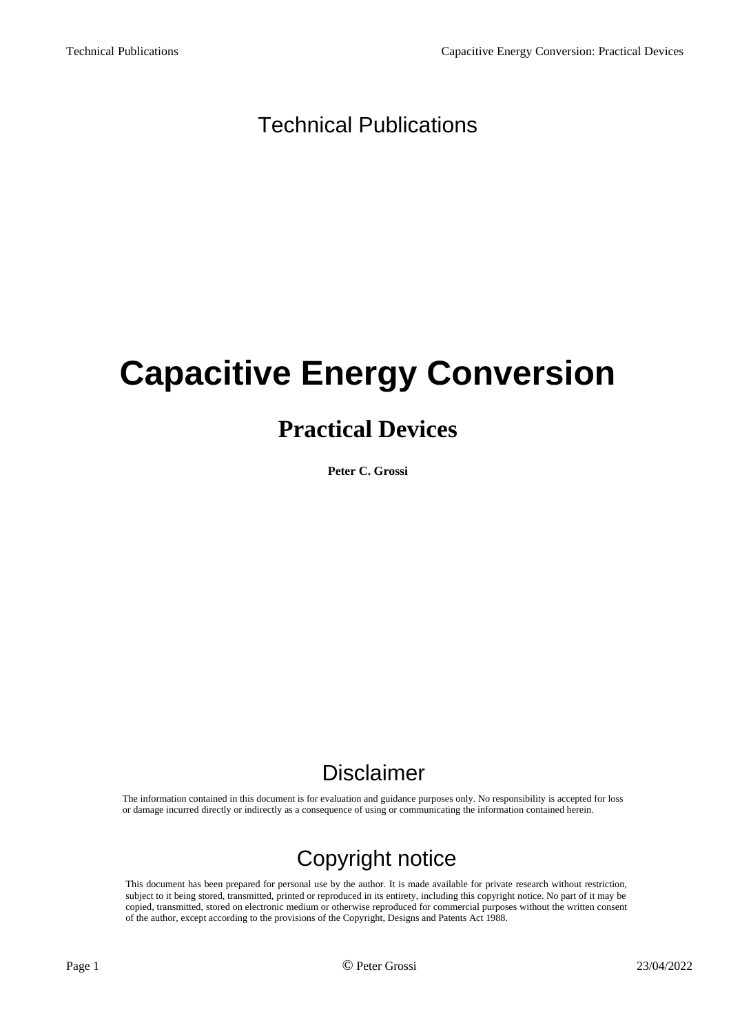Technical Publications

# Capacitive Energy Conversion

## Practical Devices

**Peter C. Grossi**

## Disclaimer

The information contained in this document is for evaluation and guidance purposes only. No responsibility is accepted for loss or damage incurred directly or indirectly as a consequence of using or communicating the information contained herein.

## Copyright notice

This document has been prepared for personal use by the author. It is made available for private research without restriction, subject to it being stored, transmitted, printed or reproduced in its entirety, including this copyright notice. No part of it may be copied, transmitted, stored on electronic medium or otherwise reproduced for commercial purposes without the written consent of the author, except according to the provisions of the Copyright, Designs and Patents Act 1988.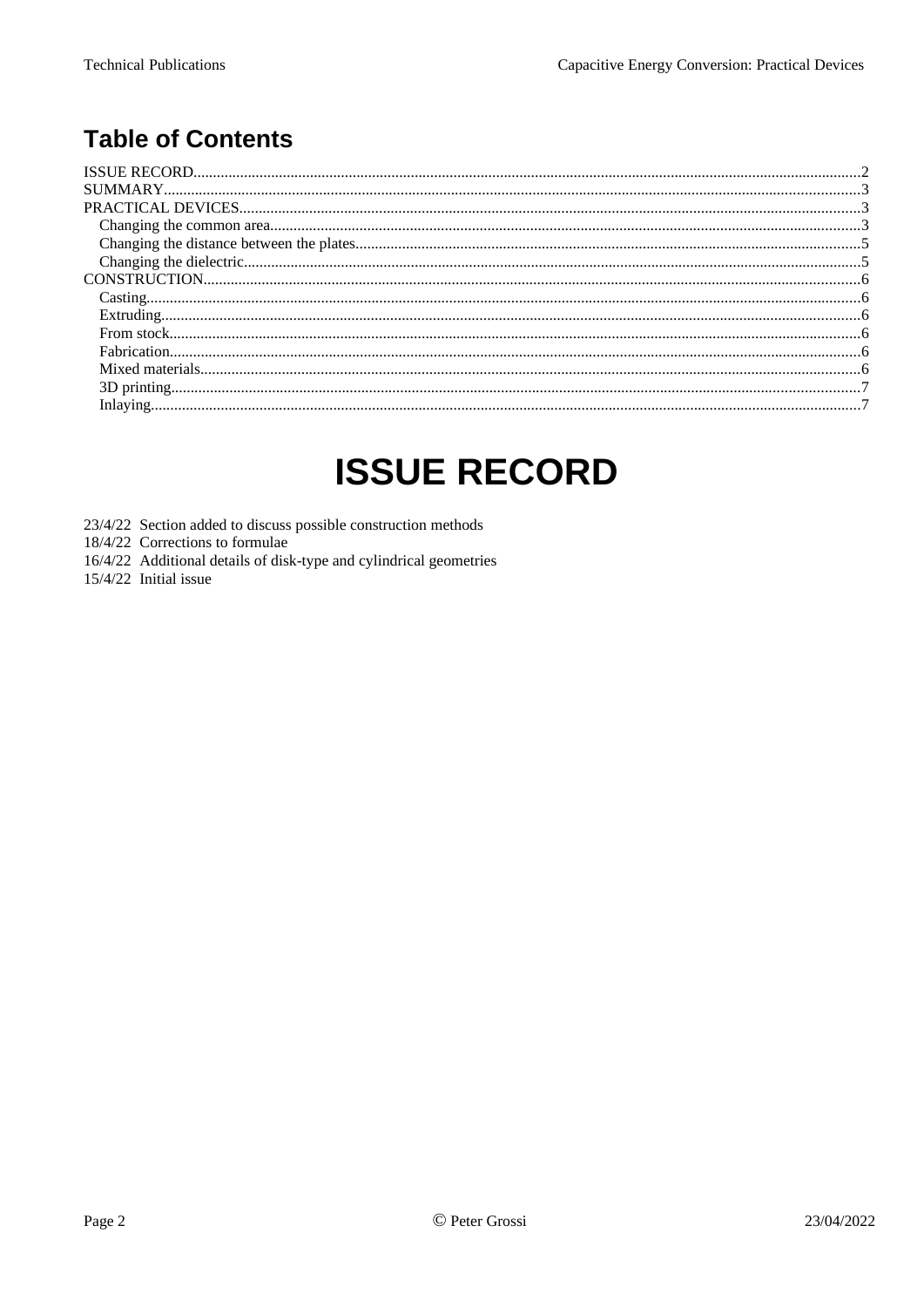## Table of Contents

ISSUE RECORD........................................2
SUMMARY........................................3
PRACTICAL DEVICES........................................3
- Changing the common area........................................3
- Changing the distance between the plates........................................5
- Changing the dielectric........................................5

CONSTRUCTION........................................6
- Casting........................................6
- Extruding........................................6
- From stock........................................6
- Fabrication........................................6
- Mixed materials........................................6
- 3D printing........................................7
- Inlaying........................................7

# ISSUE RECORD

23/4/22 Section added to discuss possible construction methods
18/4/22 Corrections to formulae
16/4/22 Additional details of disk-type and cylindrical geometries
15/4/22 Initial issue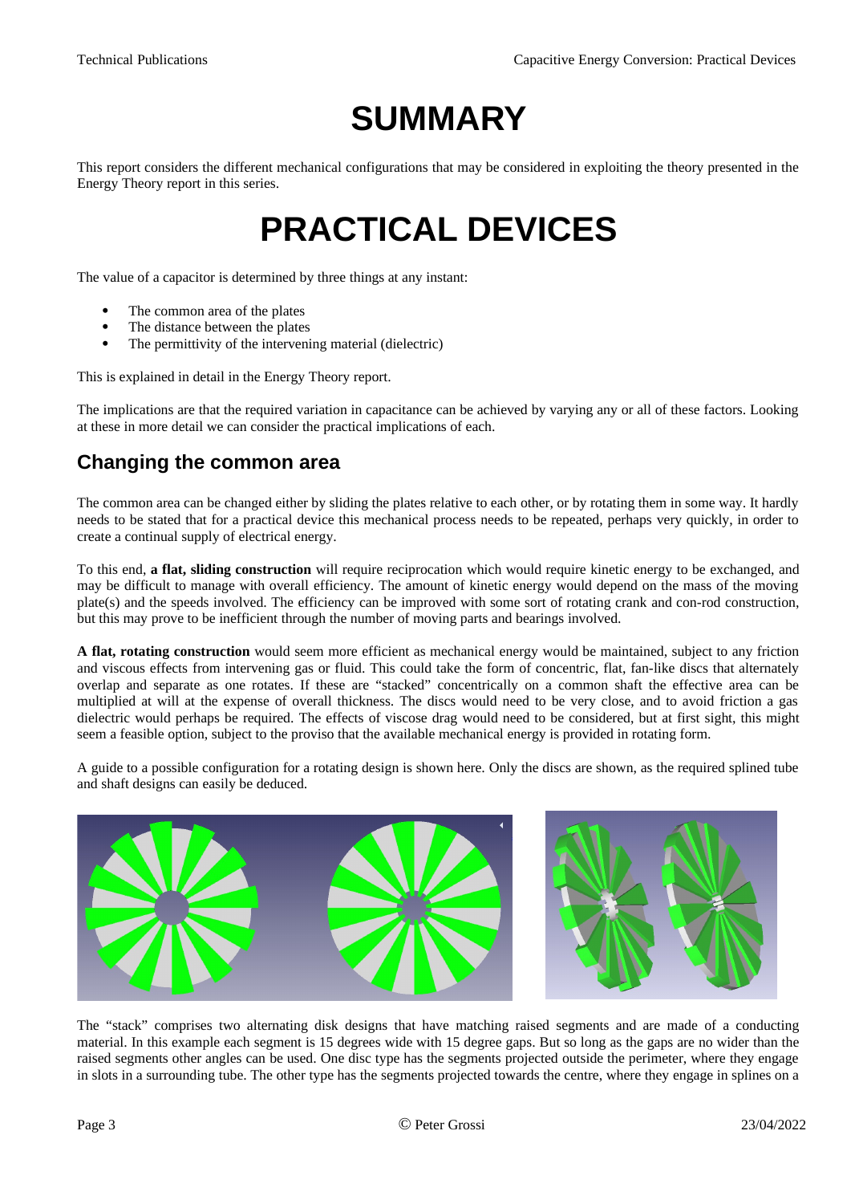# SUMMARY

This report considers the different mechanical configurations that may be considered in exploiting the theory presented in the Energy Theory report in this series.

# PRACTICAL DEVICES

The value of a capacitor is determined by three things at any instant:

- The common area of the plates
- The distance between the plates
- The permittivity of the intervening material (dielectric)

This is explained in detail in the Energy Theory report.

The implications are that the required variation in capacitance can be achieved by varying any or all of these factors. Looking at these in more detail we can consider the practical implications of each.

## Changing the common area

The common area can be changed either by sliding the plates relative to each other, or by rotating them in some way. It hardly needs to be stated that for a practical device this mechanical process needs to be repeated, perhaps very quickly, in order to create a continual supply of electrical energy.

To this end, **a flat, sliding construction** will require reciprocation which would require kinetic energy to be exchanged, and may be difficult to manage with overall efficiency. The amount of kinetic energy would depend on the mass of the moving plate(s) and the speeds involved. The efficiency can be improved with some sort of rotating crank and con-rod construction, but this may prove to be inefficient through the number of moving parts and bearings involved.

**A flat, rotating construction** would seem more efficient as mechanical energy would be maintained, subject to any friction and viscous effects from intervening gas or fluid. This could take the form of concentric, flat, fan-like discs that alternately overlap and separate as one rotates. If these are "stacked" concentrically on a common shaft the effective area can be multiplied at will at the expense of overall thickness. The discs would need to be very close, and to avoid friction a gas dielectric would perhaps be required. The effects of viscose drag would need to be considered, but at first sight, this might seem a feasible option, subject to the proviso that the available mechanical energy is provided in rotating form.

A guide to a possible configuration for a rotating design is shown here. Only the discs are shown, as the required splined tube and shaft designs can easily be deduced.

The "stack" comprises two alternating disk designs that have matching raised segments and are made of a conducting material. In this example each segment is 15 degrees wide with 15 degree gaps. But so long as the gaps are no wider than the raised segments other angles can be used. One disc type has the segments projected outside the perimeter, where they engage in slots in a surrounding tube. The other type has the segments projected towards the centre, where they engage in splines on a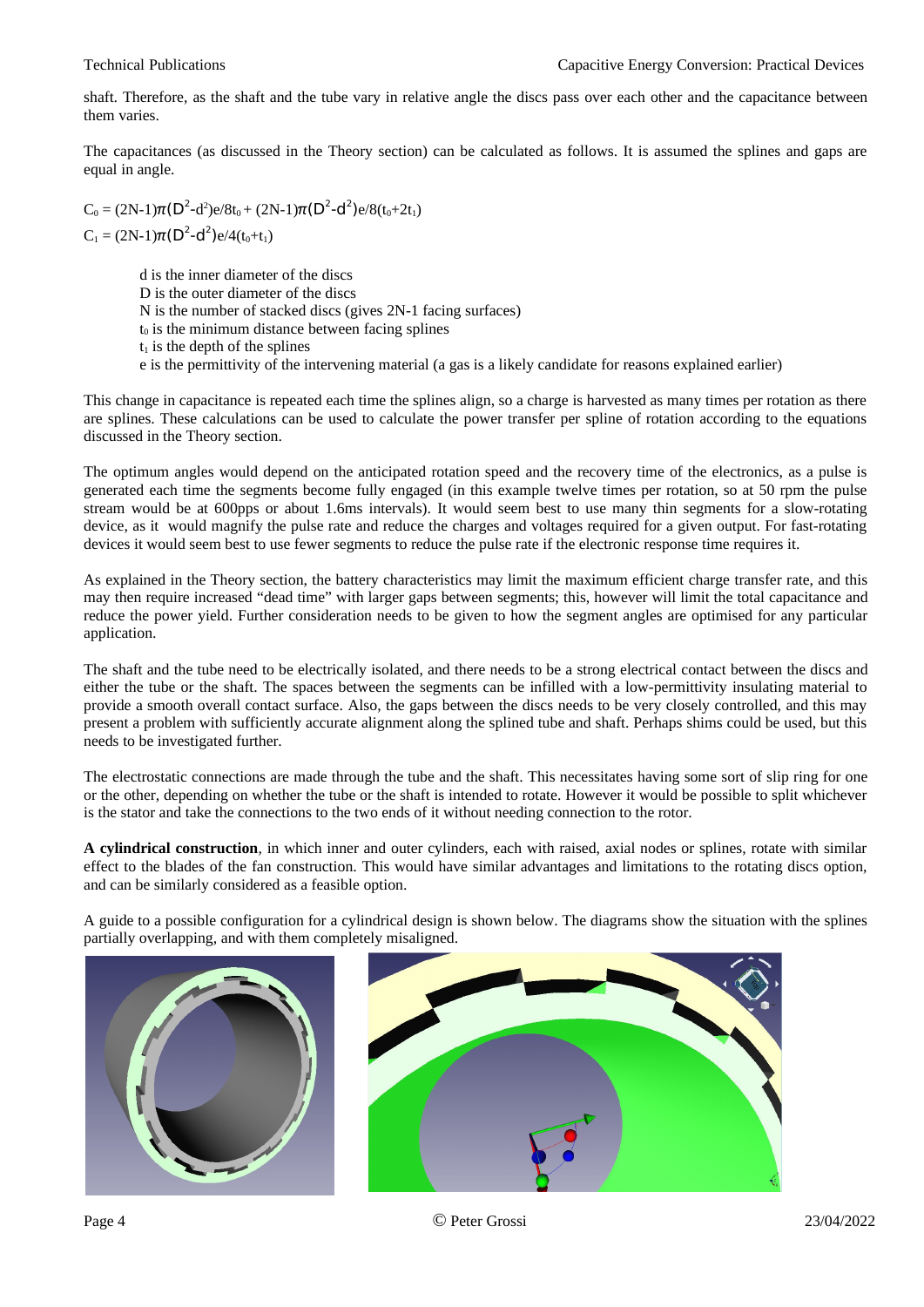shaft. Therefore, as the shaft and the tube vary in relative angle the discs pass over each other and the capacitance between them varies.

The capacitances (as discussed in the Theory section) can be calculated as follows. It is assumed the splines and gaps are equal in angle.

$C_0 = (2N-1)\pi(D^2-d^2)e/8t_0 + (2N-1)\pi(D^2-d^2)e/8(t_0+2t_1)$

$C_1 = (2N-1)\pi(D^2-d^2)e/4(t_0+t_1)$

> d is the inner diameter of the discs
> D is the outer diameter of the discs
> N is the number of stacked discs (gives 2N-1 facing surfaces)
> $t_0$ is the minimum distance between facing splines
> $t_1$ is the depth of the splines
> e is the permittivity of the intervening material (a gas is a likely candidate for reasons explained earlier)

This change in capacitance is repeated each time the splines align, so a charge is harvested as many times per rotation as there are splines. These calculations can be used to calculate the power transfer per spline of rotation according to the equations discussed in the Theory section.

The optimum angles would depend on the anticipated rotation speed and the recovery time of the electronics, as a pulse is generated each time the segments become fully engaged (in this example twelve times per rotation, so at 50 rpm the pulse stream would be at 600pps or about 1.6ms intervals). It would seem best to use many thin segments for a slow-rotating device, as it would magnify the pulse rate and reduce the charges and voltages required for a given output. For fast-rotating devices it would seem best to use fewer segments to reduce the pulse rate if the electronic response time requires it.

As explained in the Theory section, the battery characteristics may limit the maximum efficient charge transfer rate, and this may then require increased "dead time" with larger gaps between segments; this, however will limit the total capacitance and reduce the power yield. Further consideration needs to be given to how the segment angles are optimised for any particular application.

The shaft and the tube need to be electrically isolated, and there needs to be a strong electrical contact between the discs and either the tube or the shaft. The spaces between the segments can be infilled with a low-permittivity insulating material to provide a smooth overall contact surface. Also, the gaps between the discs needs to be very closely controlled, and this may present a problem with sufficiently accurate alignment along the splined tube and shaft. Perhaps shims could be used, but this needs to be investigated further.

The electrostatic connections are made through the tube and the shaft. This necessitates having some sort of slip ring for one or the other, depending on whether the tube or the shaft is intended to rotate. However it would be possible to split whichever is the stator and take the connections to the two ends of it without needing connection to the rotor.

**A cylindrical construction**, in which inner and outer cylinders, each with raised, axial nodes or splines, rotate with similar effect to the blades of the fan construction. This would have similar advantages and limitations to the rotating discs option, and can be similarly considered as a feasible option.

A guide to a possible configuration for a cylindrical design is shown below. The diagrams show the situation with the splines partially overlapping, and with them completely misaligned.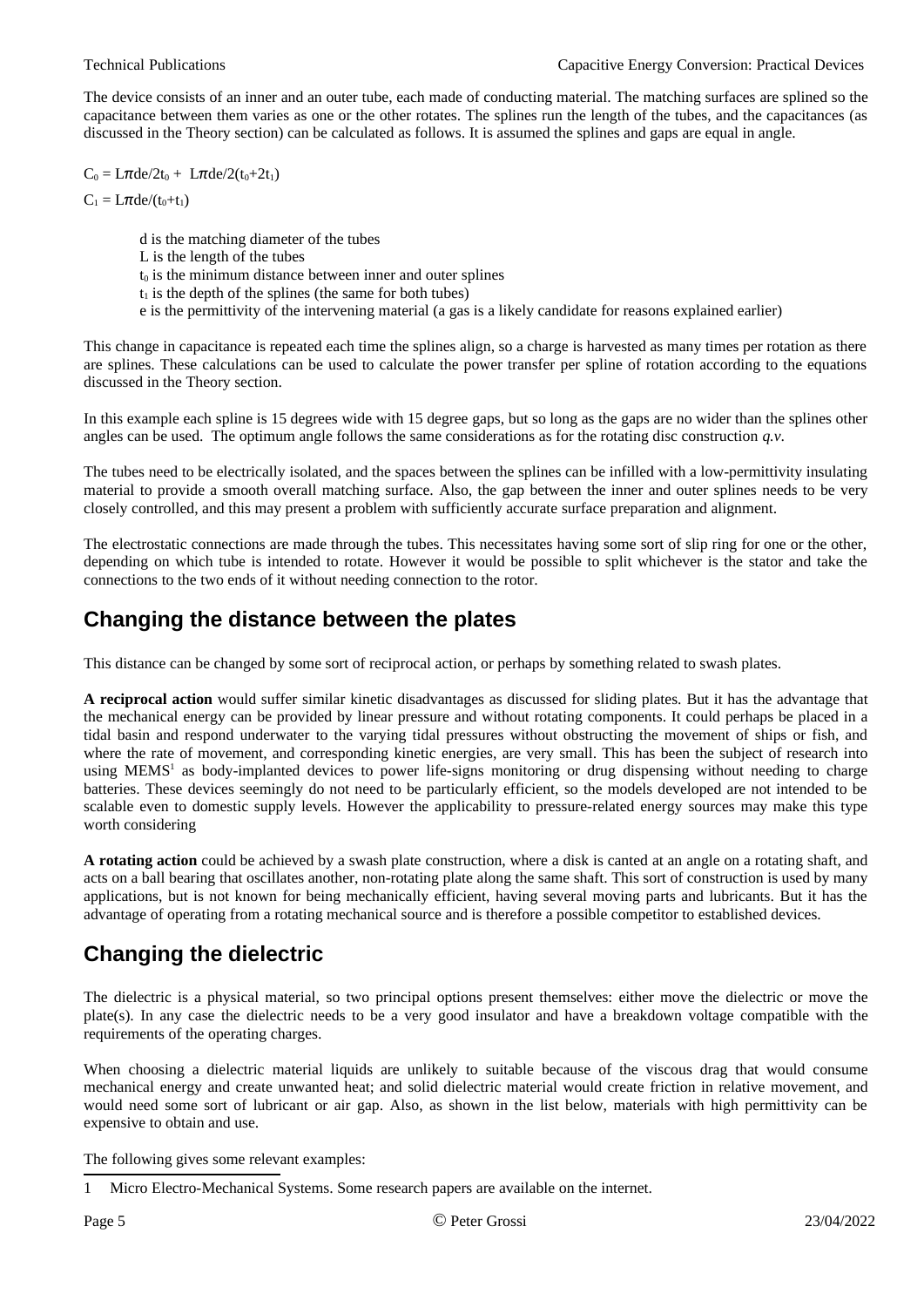The device consists of an inner and an outer tube, each made of conducting material. The matching surfaces are splined so the capacitance between them varies as one or the other rotates. The splines run the length of the tubes, and the capacitances (as discussed in the Theory section) can be calculated as follows. It is assumed the splines and gaps are equal in angle.

$C_0 = L\pi de/2t_0 + L\pi de/2(t_0+2t_1)$

$C_1 = L\pi de/(t_0+t_1)$

> d is the matching diameter of the tubes
> L is the length of the tubes
> $t_0$ is the minimum distance between inner and outer splines
> $t_1$ is the depth of the splines (the same for both tubes)
> e is the permittivity of the intervening material (a gas is a likely candidate for reasons explained earlier)

This change in capacitance is repeated each time the splines align, so a charge is harvested as many times per rotation as there are splines. These calculations can be used to calculate the power transfer per spline of rotation according to the equations discussed in the Theory section.

In this example each spline is 15 degrees wide with 15 degree gaps, but so long as the gaps are no wider than the splines other angles can be used. The optimum angle follows the same considerations as for the rotating disc construction *q.v.*

The tubes need to be electrically isolated, and the spaces between the splines can be infilled with a low-permittivity insulating material to provide a smooth overall matching surface. Also, the gap between the inner and outer splines needs to be very closely controlled, and this may present a problem with sufficiently accurate surface preparation and alignment.

The electrostatic connections are made through the tubes. This necessitates having some sort of slip ring for one or the other, depending on which tube is intended to rotate. However it would be possible to split whichever is the stator and take the connections to the two ends of it without needing connection to the rotor.

## Changing the distance between the plates

This distance can be changed by some sort of reciprocal action, or perhaps by something related to swash plates.

**A reciprocal action** would suffer similar kinetic disadvantages as discussed for sliding plates. But it has the advantage that the mechanical energy can be provided by linear pressure and without rotating components. It could perhaps be placed in a tidal basin and respond underwater to the varying tidal pressures without obstructing the movement of ships or fish, and where the rate of movement, and corresponding kinetic energies, are very small. This has been the subject of research into using MEMS[1] as body-implanted devices to power life-signs monitoring or drug dispensing without needing to charge batteries. These devices seemingly do not need to be particularly efficient, so the models developed are not intended to be scalable even to domestic supply levels. However the applicability to pressure-related energy sources may make this type worth considering

**A rotating action** could be achieved by a swash plate construction, where a disk is canted at an angle on a rotating shaft, and acts on a ball bearing that oscillates another, non-rotating plate along the same shaft. This sort of construction is used by many applications, but is not known for being mechanically efficient, having several moving parts and lubricants. But it has the advantage of operating from a rotating mechanical source and is therefore a possible competitor to established devices.

## Changing the dielectric

The dielectric is a physical material, so two principal options present themselves: either move the dielectric or move the plate(s). In any case the dielectric needs to be a very good insulator and have a breakdown voltage compatible with the requirements of the operating charges.

When choosing a dielectric material liquids are unlikely to suitable because of the viscous drag that would consume mechanical energy and create unwanted heat; and solid dielectric material would create friction in relative movement, and would need some sort of lubricant or air gap. Also, as shown in the list below, materials with high permittivity can be expensive to obtain and use.

The following gives some relevant examples:

---

1 Micro Electro-Mechanical Systems. Some research papers are available on the internet.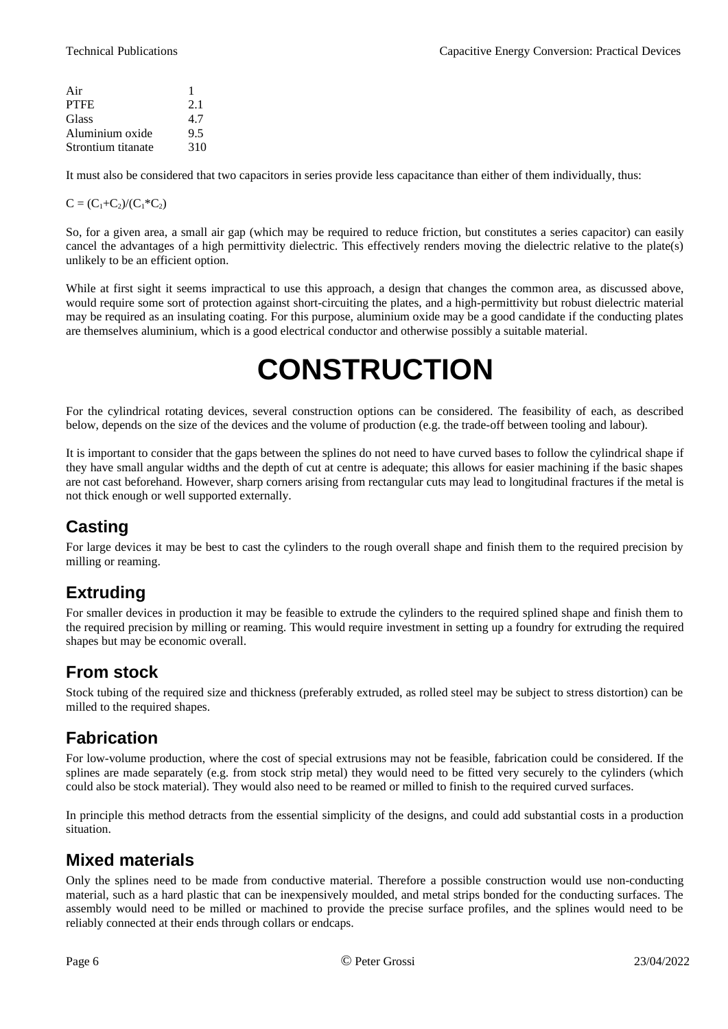| | |
|---|---|
| Air | 1 |
| PTFE | 2.1 |
| Glass | 4.7 |
| Aluminium oxide | 9.5 |
| Strontium titanate | 310 |

It must also be considered that two capacitors in series provide less capacitance than either of them individually, thus:

$C = (C_1+C_2)/(C_1*C_2)$

So, for a given area, a small air gap (which may be required to reduce friction, but constitutes a series capacitor) can easily cancel the advantages of a high permittivity dielectric. This effectively renders moving the dielectric relative to the plate(s) unlikely to be an efficient option.

While at first sight it seems impractical to use this approach, a design that changes the common area, as discussed above, would require some sort of protection against short-circuiting the plates, and a high-permittivity but robust dielectric material may be required as an insulating coating. For this purpose, aluminium oxide may be a good candidate if the conducting plates are themselves aluminium, which is a good electrical conductor and otherwise possibly a suitable material.

# CONSTRUCTION

For the cylindrical rotating devices, several construction options can be considered. The feasibility of each, as described below, depends on the size of the devices and the volume of production (e.g. the trade-off between tooling and labour).

It is important to consider that the gaps between the splines do not need to have curved bases to follow the cylindrical shape if they have small angular widths and the depth of cut at centre is adequate; this allows for easier machining if the basic shapes are not cast beforehand. However, sharp corners arising from rectangular cuts may lead to longitudinal fractures if the metal is not thick enough or well supported externally.

## Casting

For large devices it may be best to cast the cylinders to the rough overall shape and finish them to the required precision by milling or reaming.

## Extruding

For smaller devices in production it may be feasible to extrude the cylinders to the required splined shape and finish them to the required precision by milling or reaming. This would require investment in setting up a foundry for extruding the required shapes but may be economic overall.

## From stock

Stock tubing of the required size and thickness (preferably extruded, as rolled steel may be subject to stress distortion) can be milled to the required shapes.

## Fabrication

For low-volume production, where the cost of special extrusions may not be feasible, fabrication could be considered. If the splines are made separately (e.g. from stock strip metal) they would need to be fitted very securely to the cylinders (which could also be stock material). They would also need to be reamed or milled to finish to the required curved surfaces.

In principle this method detracts from the essential simplicity of the designs, and could add substantial costs in a production situation.

## Mixed materials

Only the splines need to be made from conductive material. Therefore a possible construction would use non-conducting material, such as a hard plastic that can be inexpensively moulded, and metal strips bonded for the conducting surfaces. The assembly would need to be milled or machined to provide the precise surface profiles, and the splines would need to be reliably connected at their ends through collars or endcaps.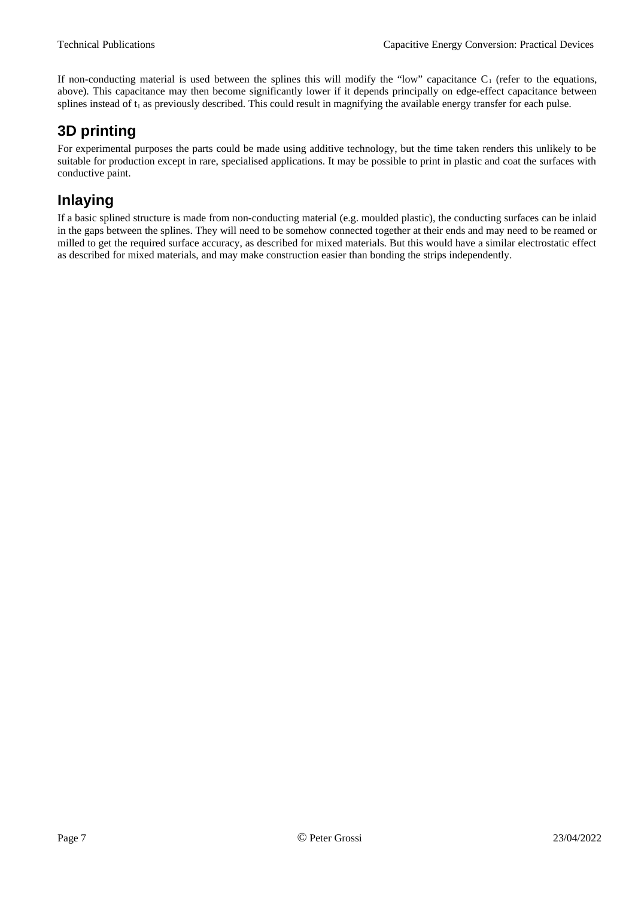If non-conducting material is used between the splines this will modify the “low” capacitance $C_1$ (refer to the equations, above). This capacitance may then become significantly lower if it depends principally on edge-effect capacitance between splines instead of $t_1$ as previously described. This could result in magnifying the available energy transfer for each pulse.

## 3D printing

For experimental purposes the parts could be made using additive technology, but the time taken renders this unlikely to be suitable for production except in rare, specialised applications. It may be possible to print in plastic and coat the surfaces with conductive paint.

## Inlaying

If a basic splined structure is made from non-conducting material (e.g. moulded plastic), the conducting surfaces can be inlaid in the gaps between the splines. They will need to be somehow connected together at their ends and may need to be reamed or milled to get the required surface accuracy, as described for mixed materials. But this would have a similar electrostatic effect as described for mixed materials, and may make construction easier than bonding the strips independently.